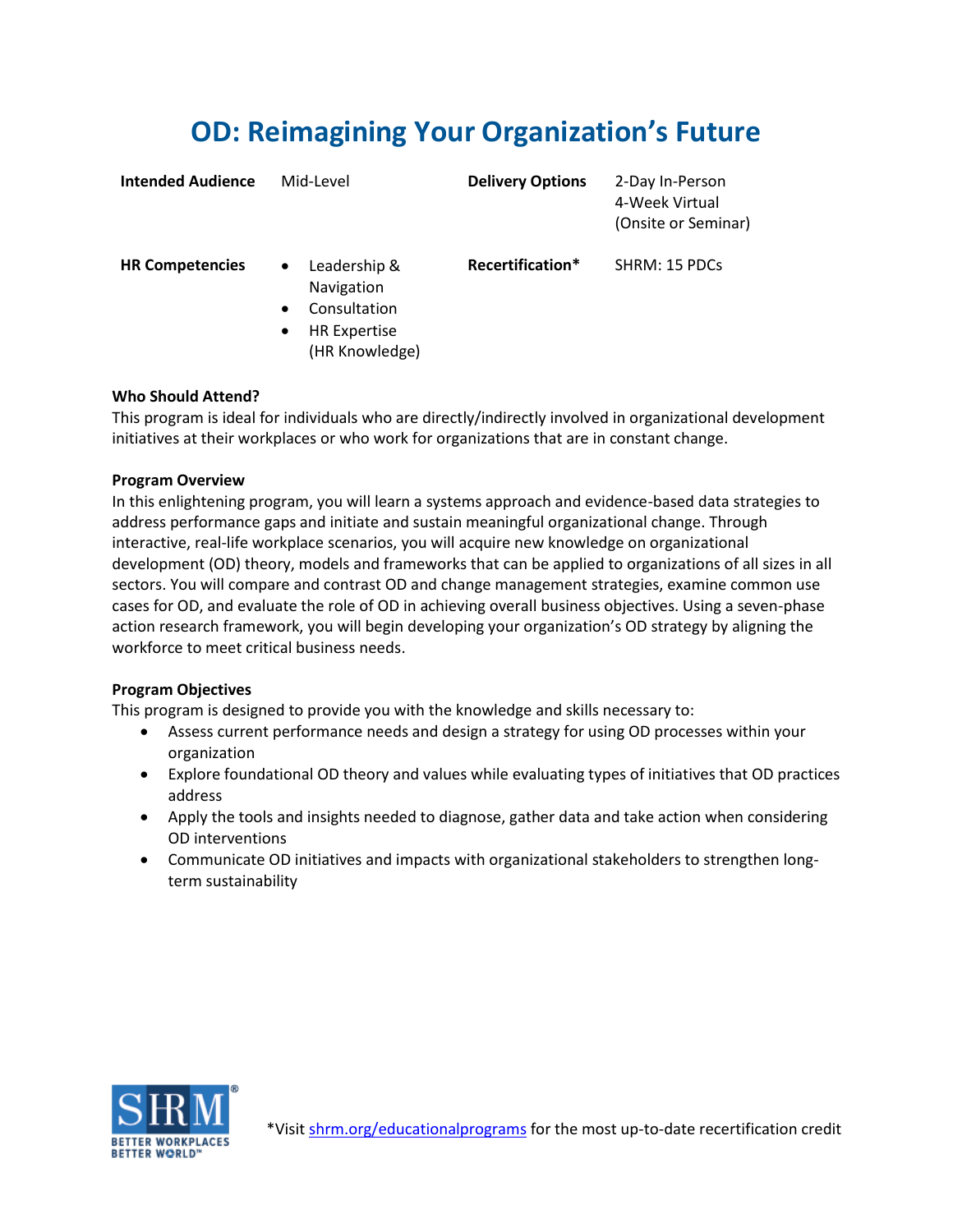# OD: Reimagining Your Organization's Future

| | | | |
|---|---|---|---|
| **Intended Audience** | Mid-Level | **Delivery Options** | 2-Day In-Person<br>4-Week Virtual<br>(Onsite or Seminar) |
| **HR Competencies** | • Leadership & Navigation<br>• Consultation<br>• HR Expertise (HR Knowledge) | **Recertification*** | SHRM: 15 PDCs |

**Who Should Attend?**

This program is ideal for individuals who are directly/indirectly involved in organizational development initiatives at their workplaces or who work for organizations that are in constant change.

**Program Overview**

In this enlightening program, you will learn a systems approach and evidence-based data strategies to address performance gaps and initiate and sustain meaningful organizational change. Through interactive, real-life workplace scenarios, you will acquire new knowledge on organizational development (OD) theory, models and frameworks that can be applied to organizations of all sizes in all sectors. You will compare and contrast OD and change management strategies, examine common use cases for OD, and evaluate the role of OD in achieving overall business objectives. Using a seven-phase action research framework, you will begin developing your organization's OD strategy by aligning the workforce to meet critical business needs.

**Program Objectives**

This program is designed to provide you with the knowledge and skills necessary to:

- Assess current performance needs and design a strategy for using OD processes within your organization
- Explore foundational OD theory and values while evaluating types of initiatives that OD practices address
- Apply the tools and insights needed to diagnose, gather data and take action when considering OD interventions
- Communicate OD initiatives and impacts with organizational stakeholders to strengthen long-term sustainability

*Visit shrm.org/educationalprograms for the most up-to-date recertification credit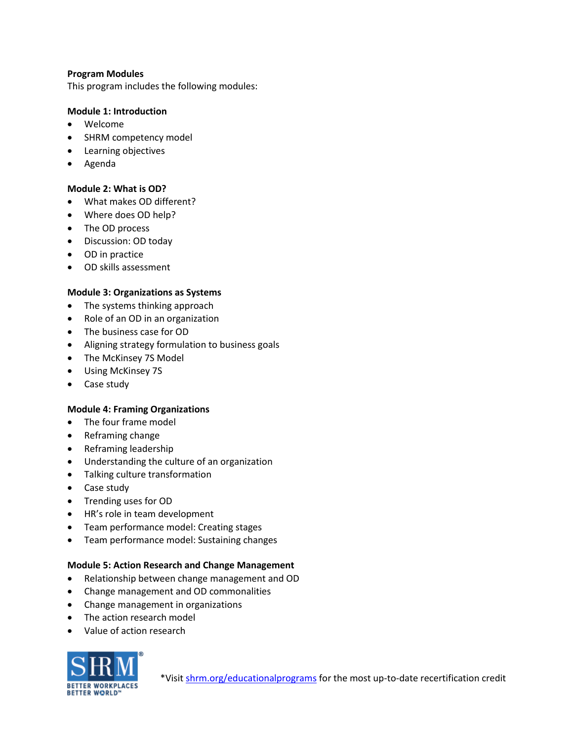**Program Modules**

This program includes the following modules:

**Module 1: Introduction**

- Welcome
- SHRM competency model
- Learning objectives
- Agenda

**Module 2: What is OD?**

- What makes OD different?
- Where does OD help?
- The OD process
- Discussion: OD today
- OD in practice
- OD skills assessment

**Module 3: Organizations as Systems**

- The systems thinking approach
- Role of an OD in an organization
- The business case for OD
- Aligning strategy formulation to business goals
- The McKinsey 7S Model
- Using McKinsey 7S
- Case study

**Module 4: Framing Organizations**

- The four frame model
- Reframing change
- Reframing leadership
- Understanding the culture of an organization
- Talking culture transformation
- Case study
- Trending uses for OD
- HR's role in team development
- Team performance model: Creating stages
- Team performance model: Sustaining changes

**Module 5: Action Research and Change Management**

- Relationship between change management and OD
- Change management and OD commonalities
- Change management in organizations
- The action research model
- Value of action research

*Visit shrm.org/educationalprograms for the most up-to-date recertification credit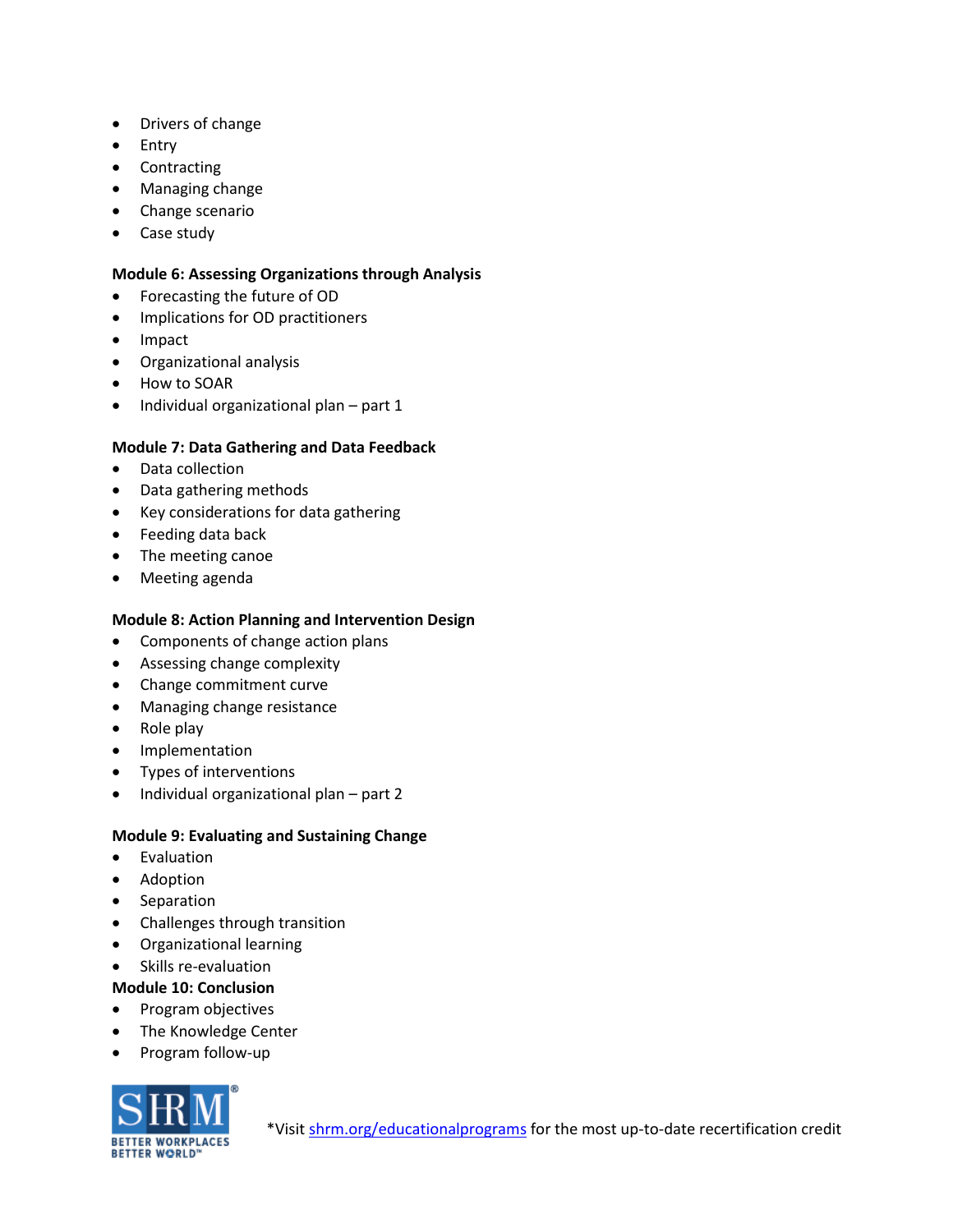- Drivers of change
- Entry
- Contracting
- Managing change
- Change scenario
- Case study

**Module 6: Assessing Organizations through Analysis**

- Forecasting the future of OD
- Implications for OD practitioners
- Impact
- Organizational analysis
- How to SOAR
- Individual organizational plan – part 1

**Module 7: Data Gathering and Data Feedback**

- Data collection
- Data gathering methods
- Key considerations for data gathering
- Feeding data back
- The meeting canoe
- Meeting agenda

**Module 8: Action Planning and Intervention Design**

- Components of change action plans
- Assessing change complexity
- Change commitment curve
- Managing change resistance
- Role play
- Implementation
- Types of interventions
- Individual organizational plan – part 2

**Module 9: Evaluating and Sustaining Change**

- Evaluation
- Adoption
- Separation
- Challenges through transition
- Organizational learning
- Skills re-evaluation

**Module 10: Conclusion**

- Program objectives
- The Knowledge Center
- Program follow-up

SHRM® BETTER WORKPLACES BETTER WORLD™

*Visit shrm.org/educationalprograms for the most up-to-date recertification credit